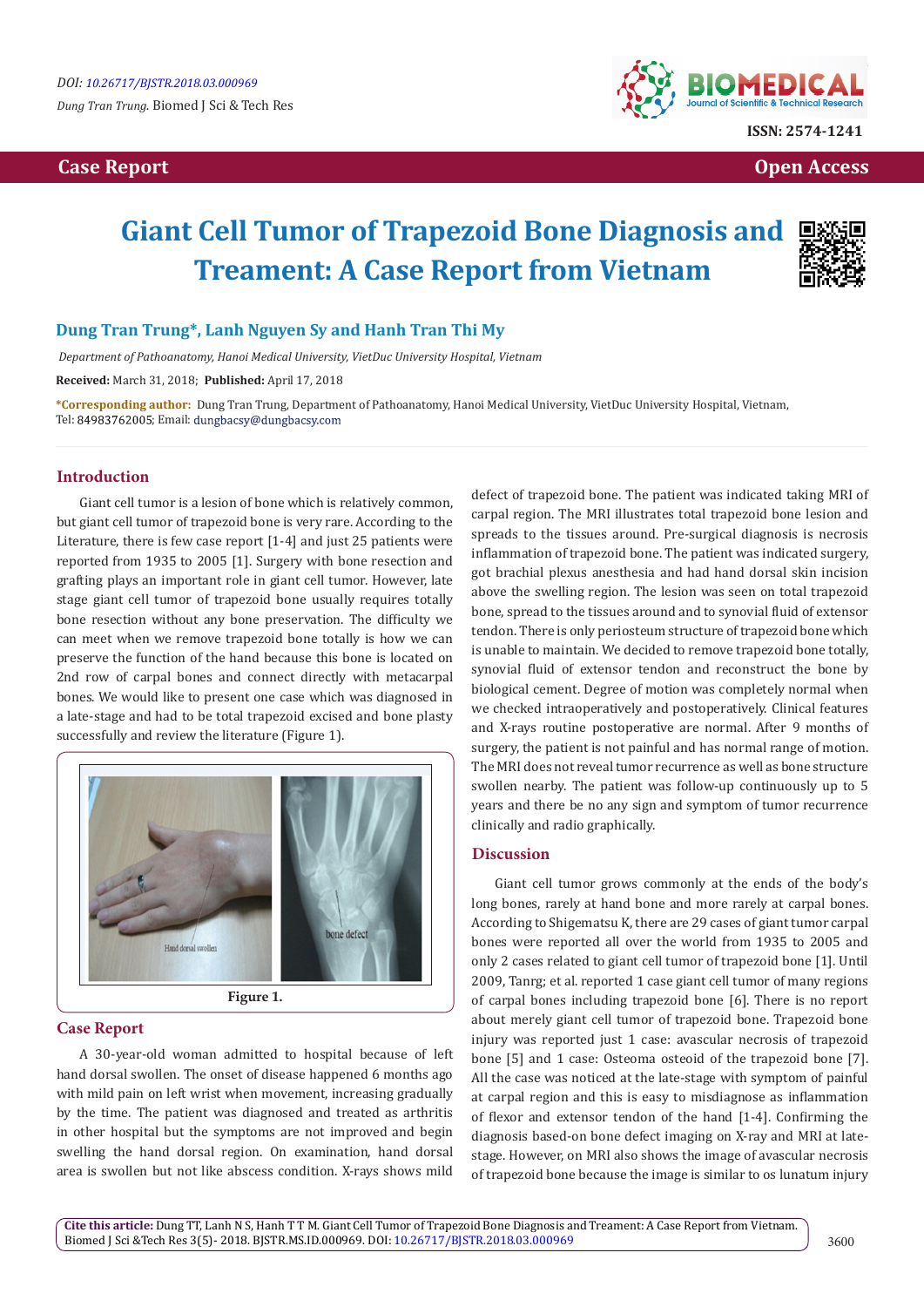Case Report | Open Access

# Giant Cell Tumor of Trapezoid Bone Diagnosis and Treament: A Case Report from Vietnam

**Dung Tran Trung*, Lanh Nguyen Sy and Hanh Tran Thi My**

*Department of Pathoanatomy, Hanoi Medical University, VietDuc University Hospital, Vietnam*

**Received:** March 31, 2018; **Published:** April 17, 2018

**\*Corresponding author:** Dung Tran Trung, Department of Pathoanatomy, Hanoi Medical University, VietDuc University Hospital, Vietnam, Tel: 84983762005; Email: dungbacsy@dungbacsy.com

## Introduction

Giant cell tumor is a lesion of bone which is relatively common, but giant cell tumor of trapezoid bone is very rare. According to the Literature, there is few case report [1-4] and just 25 patients were reported from 1935 to 2005 [1]. Surgery with bone resection and grafting plays an important role in giant cell tumor. However, late stage giant cell tumor of trapezoid bone usually requires totally bone resection without any bone preservation. The difficulty we can meet when we remove trapezoid bone totally is how we can preserve the function of the hand because this bone is located on 2nd row of carpal bones and connect directly with metacarpal bones. We would like to present one case which was diagnosed in a late-stage and had to be total trapezoid excised and bone plasty successfully and review the literature (Figure 1).

Hand dorsal swollen | bone defect

Figure 1.

## Case Report

A 30-year-old woman admitted to hospital because of left hand dorsal swollen. The onset of disease happened 6 months ago with mild pain on left wrist when movement, increasing gradually by the time. The patient was diagnosed and treated as arthritis in other hospital but the symptoms are not improved and begin swelling the hand dorsal region. On examination, hand dorsal area is swollen but not like abscess condition. X-rays shows mild defect of trapezoid bone. The patient was indicated taking MRI of carpal region. The MRI illustrates total trapezoid bone lesion and spreads to the tissues around. Pre-surgical diagnosis is necrosis inflammation of trapezoid bone. The patient was indicated surgery, got brachial plexus anesthesia and had hand dorsal skin incision above the swelling region. The lesion was seen on total trapezoid bone, spread to the tissues around and to synovial fluid of extensor tendon. There is only periosteum structure of trapezoid bone which is unable to maintain. We decided to remove trapezoid bone totally, synovial fluid of extensor tendon and reconstruct the bone by biological cement. Degree of motion was completely normal when we checked intraoperatively and postoperatively. Clinical features and X-rays routine postoperative are normal. After 9 months of surgery, the patient is not painful and has normal range of motion. The MRI does not reveal tumor recurrence as well as bone structure swollen nearby. The patient was follow-up continuously up to 5 years and there be no any sign and symptom of tumor recurrence clinically and radio graphically.

## Discussion

Giant cell tumor grows commonly at the ends of the body's long bones, rarely at hand bone and more rarely at carpal bones. According to Shigematsu K, there are 29 cases of giant tumor carpal bones were reported all over the world from 1935 to 2005 and only 2 cases related to giant cell tumor of trapezoid bone [1]. Until 2009, Tanrg; et al. reported 1 case giant cell tumor of many regions of carpal bones including trapezoid bone [6]. There is no report about merely giant cell tumor of trapezoid bone. Trapezoid bone injury was reported just 1 case: avascular necrosis of trapezoid bone [5] and 1 case: Osteoma osteoid of the trapezoid bone [7]. All the case was noticed at the late-stage with symptom of painful at carpal region and this is easy to misdiagnose as inflammation of flexor and extensor tendon of the hand [1-4]. Confirming the diagnosis based-on bone defect imaging on X-ray and MRI at late-stage. However, on MRI also shows the image of avascular necrosis of trapezoid bone because the image is similar to os lunatum injury

**Cite this article:** Dung TT, Lanh N S, Hanh T T M. Giant Cell Tumor of Trapezoid Bone Diagnosis and Treament: A Case Report from Vietnam. Biomed J Sci &Tech Res 3(5)- 2018. BJSTR.MS.ID.000969. DOI: 10.26717/BJSTR.2018.03.000969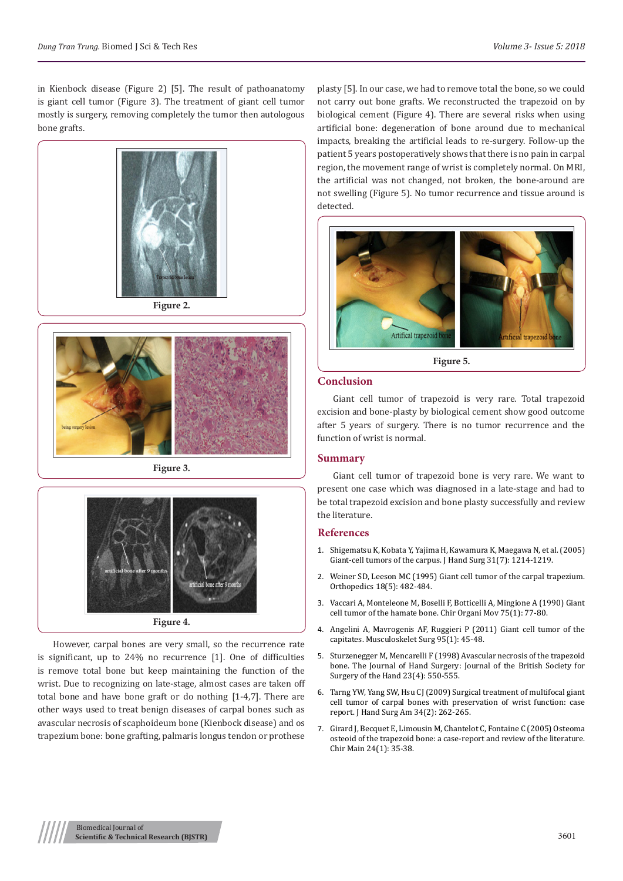in Kienbock disease (Figure 2) [5]. The result of pathoanatomy is giant cell tumor (Figure 3). The treatment of giant cell tumor mostly is surgery, removing completely the tumor then autologous bone grafts.

Figure 2.

Figure 3.

Figure 4.

However, carpal bones are very small, so the recurrence rate is significant, up to 24% no recurrence [1]. One of difficulties is remove total bone but keep maintaining the function of the wrist. Due to recognizing on late-stage, almost cases are taken off total bone and have bone graft or do nothing [1-4,7]. There are other ways used to treat benign diseases of carpal bones such as avascular necrosis of scaphoideum bone (Kienbock disease) and os trapezium bone: bone grafting, palmaris longus tendon or prothese plasty [5]. In our case, we had to remove total the bone, so we could not carry out bone grafts. We reconstructed the trapezoid on by biological cement (Figure 4). There are several risks when using artificial bone: degeneration of bone around due to mechanical impacts, breaking the artificial leads to re-surgery. Follow-up the patient 5 years postoperatively shows that there is no pain in carpal region, the movement range of wrist is completely normal. On MRI, the artificial was not changed, not broken, the bone-around are not swelling (Figure 5). No tumor recurrence and tissue around is detected.

Figure 5.

## Conclusion

Giant cell tumor of trapezoid is very rare. Total trapezoid excision and bone-plasty by biological cement show good outcome after 5 years of surgery. There is no tumor recurrence and the function of wrist is normal.

## Summary

Giant cell tumor of trapezoid bone is very rare. We want to present one case which was diagnosed in a late-stage and had to be total trapezoid excision and bone plasty successfully and review the literature.

## References

1. Shigematsu K, Kobata Y, Yajima H, Kawamura K, Maegawa N, et al. (2005) Giant-cell tumors of the carpus. J Hand Surg 31(7): 1214-1219.
2. Weiner SD, Leeson MC (1995) Giant cell tumor of the carpal trapezium. Orthopedics 18(5): 482-484.
3. Vaccari A, Monteleone M, Boselli F, Botticelli A, Mingione A (1990) Giant cell tumor of the hamate bone. Chir Organi Mov 75(1): 77-80.
4. Angelini A, Mavrogenis AF, Ruggieri P (2011) Giant cell tumor of the capitates. Musculoskelet Surg 95(1): 45-48.
5. Sturzenegger M, Mencarelli F (1998) Avascular necrosis of the trapezoid bone. The Journal of Hand Surgery: Journal of the British Society for Surgery of the Hand 23(4): 550-555.
6. Tarng YW, Yang SW, Hsu CJ (2009) Surgical treatment of multifocal giant cell tumor of carpal bones with preservation of wrist function: case report. J Hand Surg Am 34(2): 262-265.
7. Girard J, Becquet E, Limousin M, Chantelot C, Fontaine C (2005) Osteoma osteoid of the trapezoid bone: a case-report and review of the literature. Chir Main 24(1): 35-38.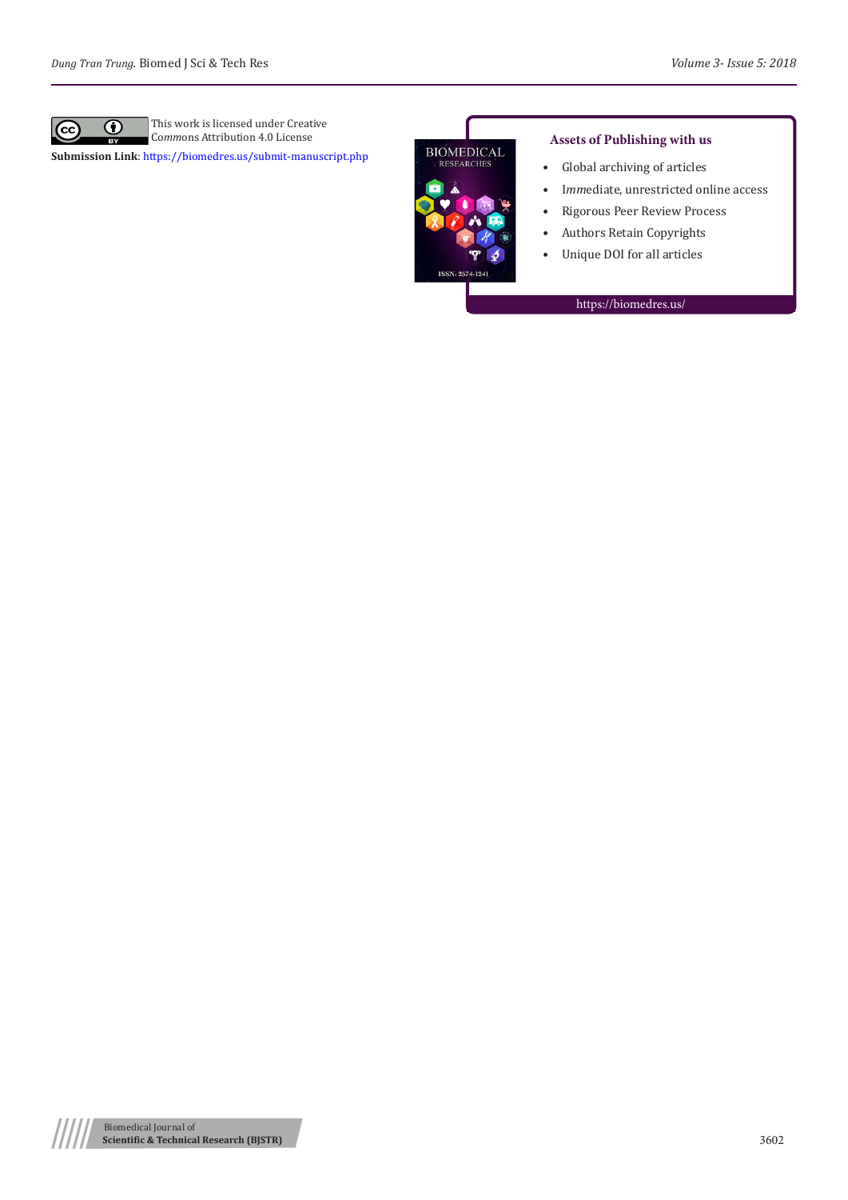This work is licensed under Creative Commons Attribution 4.0 License

**Submission Link**: https://biomedres.us/submit-manuscript.php

### Assets of Publishing with us

- Global archiving of articles
- Immediate, unrestricted online access
- Rigorous Peer Review Process
- Authors Retain Copyrights
- Unique DOI for all articles

https://biomedres.us/